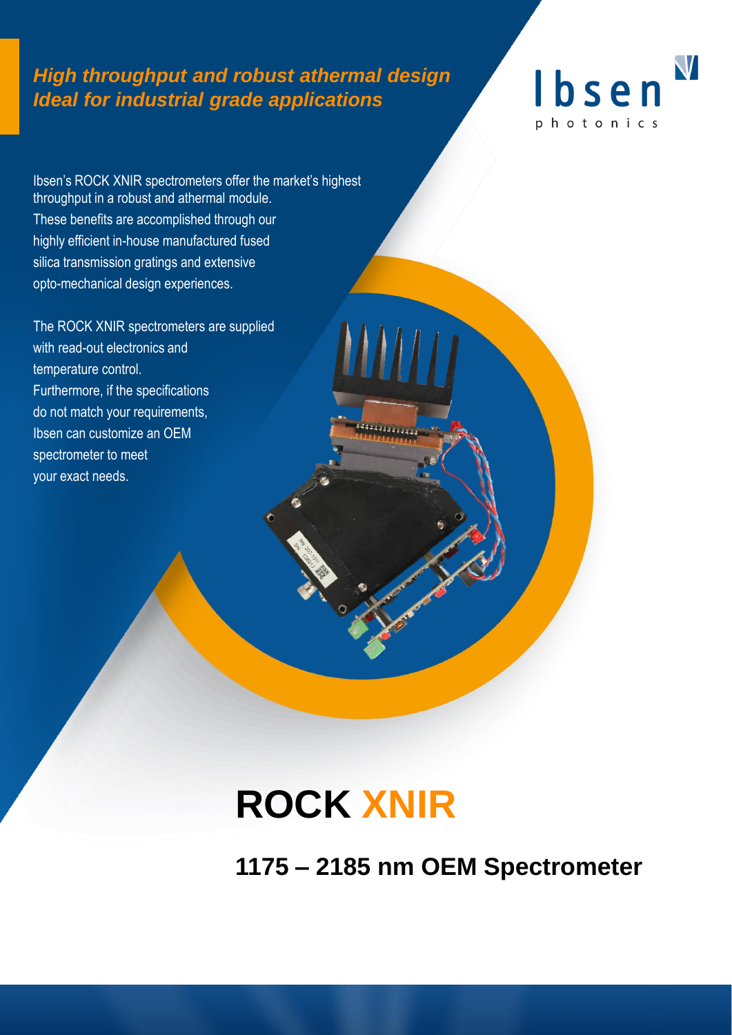***High throughput and robust athermal design***
***Ideal for industrial grade applications***

Ibsen photonics

Ibsen's ROCK XNIR spectrometers offer the market's highest throughput in a robust and athermal module. These benefits are accomplished through our highly efficient in-house manufactured fused silica transmission gratings and extensive opto-mechanical design experiences.

The ROCK XNIR spectrometers are supplied with read-out electronics and temperature control. Furthermore, if the specifications do not match your requirements, Ibsen can customize an OEM spectrometer to meet your exact needs.

# ROCK XNIR

## 1175 – 2185 nm OEM Spectrometer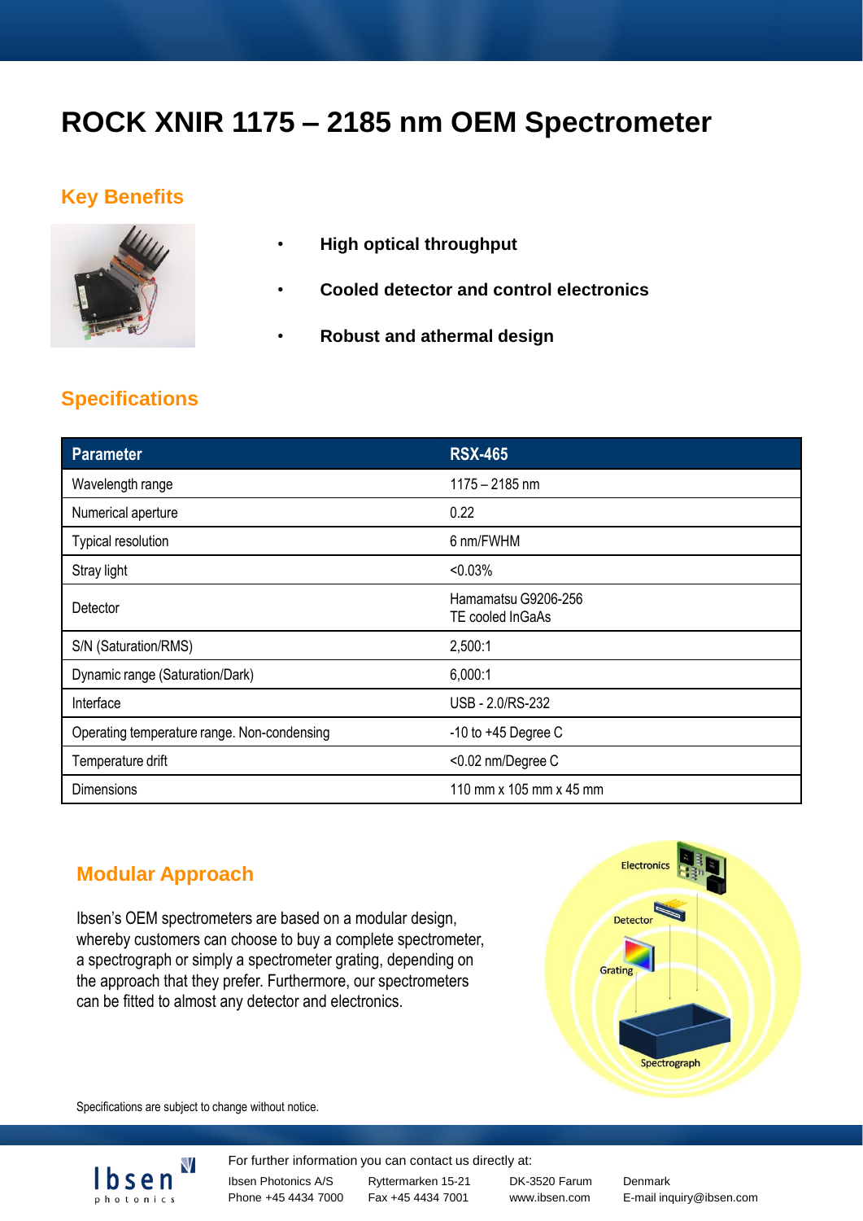# ROCK XNIR 1175 – 2185 nm OEM Spectrometer

## Key Benefits

- **High optical throughput**
- **Cooled detector and control electronics**
- **Robust and athermal design**

## Specifications

| Parameter | RSX-465 |
|---|---|
| Wavelength range | 1175 – 2185 nm |
| Numerical aperture | 0.22 |
| Typical resolution | 6 nm/FWHM |
| Stray light | <0.03% |
| Detector | Hamamatsu G9206-256<br>TE cooled InGaAs |
| S/N (Saturation/RMS) | 2,500:1 |
| Dynamic range (Saturation/Dark) | 6,000:1 |
| Interface | USB - 2.0/RS-232 |
| Operating temperature range. Non-condensing | -10 to +45 Degree C |
| Temperature drift | <0.02 nm/Degree C |
| Dimensions | 110 mm x 105 mm x 45 mm |

## Modular Approach

Ibsen's OEM spectrometers are based on a modular design, whereby customers can choose to buy a complete spectrometer, a spectrograph or simply a spectrometer grating, depending on the approach that they prefer. Furthermore, our spectrometers can be fitted to almost any detector and electronics.

Electronics
Detector
Grating
Spectrograph

Specifications are subject to change without notice.

For further information you can contact us directly at:

Ibsen Photonics A/S, Ryttermarken 15-21, DK-3520 Farum, Denmark
Phone +45 4434 7000, Fax +45 4434 7001, www.ibsen.com, E-mail inquiry@ibsen.com